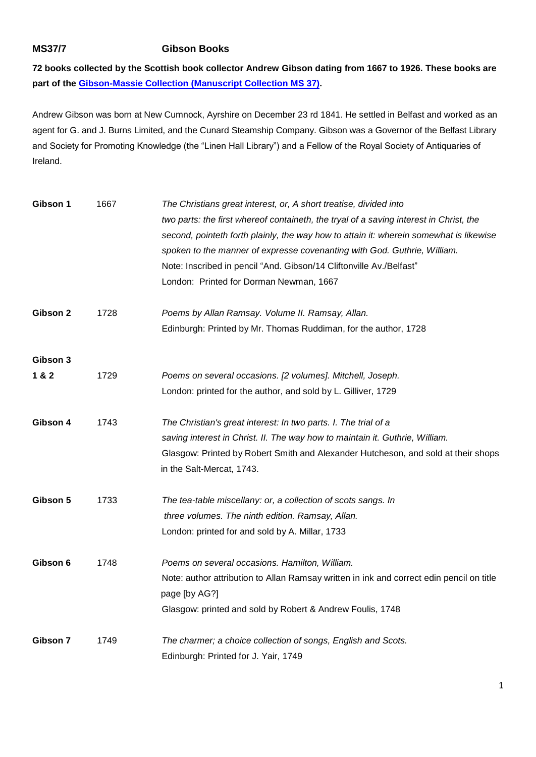**MS37/7** **Gibson Books**

**72 books collected by the Scottish book collector Andrew Gibson dating from 1667 to 1926. These books are part of the [Gibson-Massie Collection (Manuscript Collection MS 37)](#).**

Andrew Gibson was born at New Cumnock, Ayrshire on December 23 rd 1841. He settled in Belfast and worked as an agent for G. and J. Burns Limited, and the Cunard Steamship Company. Gibson was a Governor of the Belfast Library and Society for Promoting Knowledge (the "Linen Hall Library") and a Fellow of the Royal Society of Antiquaries of Ireland.

| | | |
|---|---|---|
| **Gibson 1** | 1667 | *The Christians great interest, or, A short treatise, divided into two parts: the first whereof containeth, the tryal of a saving interest in Christ, the second, pointeth forth plainly, the way how to attain it: wherein somewhat is likewise spoken to the manner of expresse covenanting with God. Guthrie, William.*<br>Note: Inscribed in pencil "And. Gibson/14 Cliftonville Av./Belfast"<br>London: Printed for Dorman Newman, 1667 |
| **Gibson 2** | 1728 | *Poems by Allan Ramsay. Volume II. Ramsay, Allan.*<br>Edinburgh: Printed by Mr. Thomas Ruddiman, for the author, 1728 |
| **Gibson 3 1 & 2** | 1729 | *Poems on several occasions. [2 volumes]. Mitchell, Joseph.*<br>London: printed for the author, and sold by L. Gilliver, 1729 |
| **Gibson 4** | 1743 | *The Christian's great interest: In two parts. I. The trial of a saving interest in Christ. II. The way how to maintain it. Guthrie, William.*<br>Glasgow: Printed by Robert Smith and Alexander Hutcheson, and sold at their shops in the Salt-Mercat, 1743. |
| **Gibson 5** | 1733 | *The tea-table miscellany: or, a collection of scots sangs. In three volumes. The ninth edition. Ramsay, Allan.*<br>London: printed for and sold by A. Millar, 1733 |
| **Gibson 6** | 1748 | *Poems on several occasions. Hamilton, William.*<br>Note: author attribution to Allan Ramsay written in ink and correct edin pencil on title page [by AG?]<br>Glasgow: printed and sold by Robert & Andrew Foulis, 1748 |
| **Gibson 7** | 1749 | *The charmer; a choice collection of songs, English and Scots.*<br>Edinburgh: Printed for J. Yair, 1749 |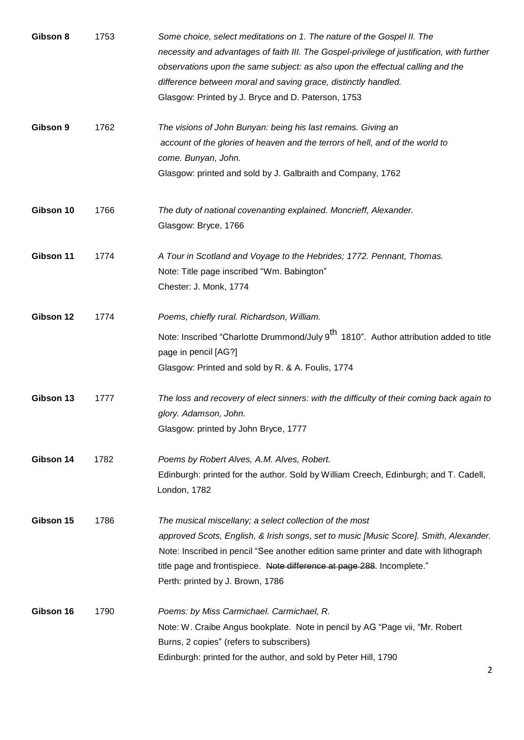| | | |
|---|---|---|
| **Gibson 8** | 1753 | *Some choice, select meditations on 1. The nature of the Gospel II. The necessity and advantages of faith III. The Gospel-privilege of justification, with further observations upon the same subject: as also upon the effectual calling and the difference between moral and saving grace, distinctly handled.*<br>Glasgow: Printed by J. Bryce and D. Paterson, 1753 |
| **Gibson 9** | 1762 | *The visions of John Bunyan: being his last remains. Giving an account of the glories of heaven and the terrors of hell, and of the world to come. Bunyan, John.*<br>Glasgow: printed and sold by J. Galbraith and Company, 1762 |
| **Gibson 10** | 1766 | *The duty of national covenanting explained. Moncrieff, Alexander.*<br>Glasgow: Bryce, 1766 |
| **Gibson 11** | 1774 | *A Tour in Scotland and Voyage to the Hebrides; 1772. Pennant, Thomas.*<br>Note: Title page inscribed "Wm. Babington"<br>Chester: J. Monk, 1774 |
| **Gibson 12** | 1774 | *Poems, chiefly rural. Richardson, William.*<br>Note: Inscribed "Charlotte Drummond/July 9th 1810". Author attribution added to title page in pencil [AG?]<br>Glasgow: Printed and sold by R. & A. Foulis, 1774 |
| **Gibson 13** | 1777 | *The loss and recovery of elect sinners: with the difficulty of their coming back again to glory. Adamson, John.*<br>Glasgow: printed by John Bryce, 1777 |
| **Gibson 14** | 1782 | *Poems by Robert Alves, A.M. Alves, Robert.*<br>Edinburgh: printed for the author. Sold by William Creech, Edinburgh; and T. Cadell, London, 1782 |
| **Gibson 15** | 1786 | *The musical miscellany; a select collection of the most approved Scots, English, & Irish songs, set to music [Music Score]. Smith, Alexander.*<br>Note: Inscribed in pencil "See another edition same printer and date with lithograph title page and frontispiece. ~~Note difference at page 288~~. Incomplete."<br>Perth: printed by J. Brown, 1786 |
| **Gibson 16** | 1790 | *Poems: by Miss Carmichael. Carmichael, R.*<br>Note: W. Craibe Angus bookplate. Note in pencil by AG "Page vii, "Mr. Robert Burns, 2 copies" (refers to subscribers)<br>Edinburgh: printed for the author, and sold by Peter Hill, 1790 |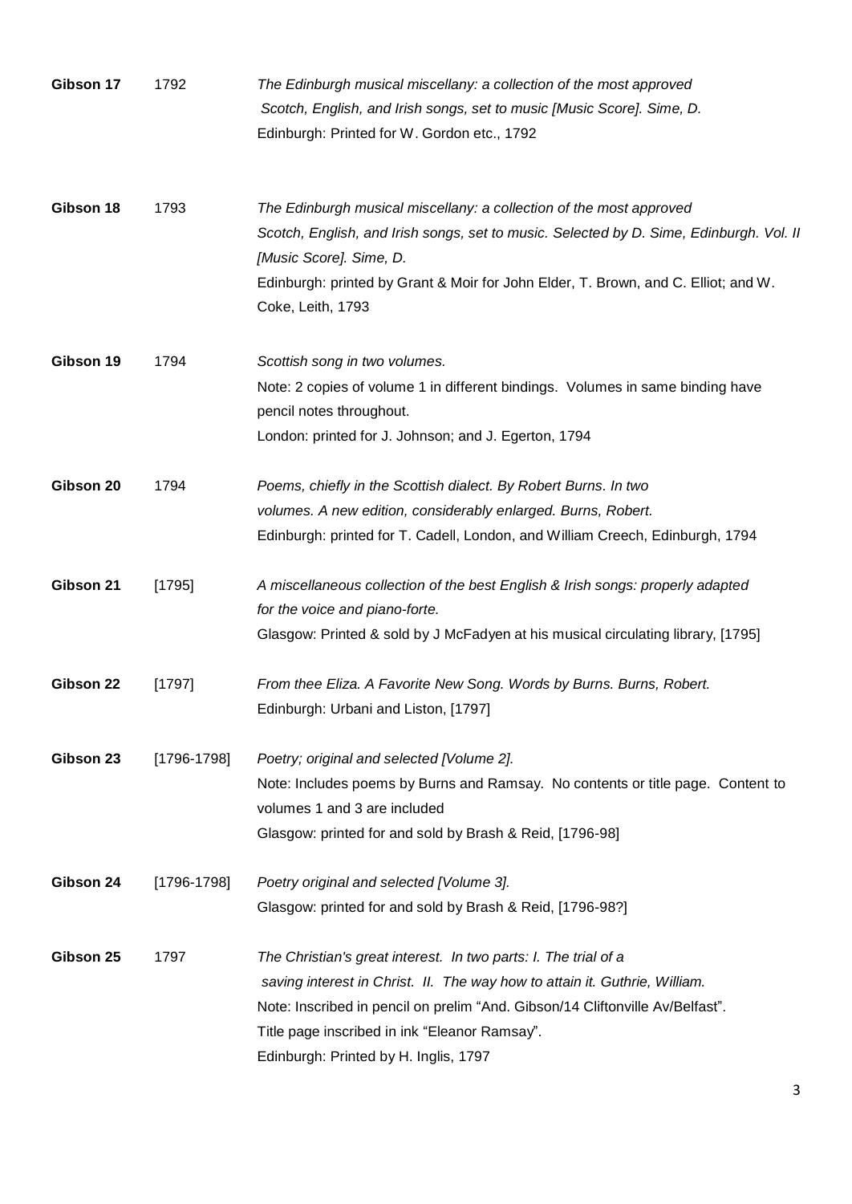| | | |
|---|---|---|
| **Gibson 17** | 1792 | *The Edinburgh musical miscellany: a collection of the most approved Scotch, English, and Irish songs, set to music [Music Score]. Sime, D.*<br>Edinburgh: Printed for W. Gordon etc., 1792 |
| **Gibson 18** | 1793 | *The Edinburgh musical miscellany: a collection of the most approved Scotch, English, and Irish songs, set to music. Selected by D. Sime, Edinburgh. Vol. II [Music Score]. Sime, D.*<br>Edinburgh: printed by Grant & Moir for John Elder, T. Brown, and C. Elliot; and W. Coke, Leith, 1793 |
| **Gibson 19** | 1794 | *Scottish song in two volumes.*<br>Note: 2 copies of volume 1 in different bindings. Volumes in same binding have pencil notes throughout.<br>London: printed for J. Johnson; and J. Egerton, 1794 |
| **Gibson 20** | 1794 | *Poems, chiefly in the Scottish dialect. By Robert Burns. In two volumes. A new edition, considerably enlarged. Burns, Robert.*<br>Edinburgh: printed for T. Cadell, London, and William Creech, Edinburgh, 1794 |
| **Gibson 21** | [1795] | *A miscellaneous collection of the best English & Irish songs: properly adapted for the voice and piano-forte.*<br>Glasgow: Printed & sold by J McFadyen at his musical circulating library, [1795] |
| **Gibson 22** | [1797] | *From thee Eliza. A Favorite New Song. Words by Burns. Burns, Robert.*<br>Edinburgh: Urbani and Liston, [1797] |
| **Gibson 23** | [1796-1798] | *Poetry; original and selected [Volume 2].*<br>Note: Includes poems by Burns and Ramsay. No contents or title page. Content to volumes 1 and 3 are included<br>Glasgow: printed for and sold by Brash & Reid, [1796-98] |
| **Gibson 24** | [1796-1798] | *Poetry original and selected [Volume 3].*<br>Glasgow: printed for and sold by Brash & Reid, [1796-98?] |
| **Gibson 25** | 1797 | *The Christian's great interest. In two parts: I. The trial of a saving interest in Christ. II. The way how to attain it. Guthrie, William.*<br>Note: Inscribed in pencil on prelim "And. Gibson/14 Cliftonville Av/Belfast".<br>Title page inscribed in ink "Eleanor Ramsay".<br>Edinburgh: Printed by H. Inglis, 1797 |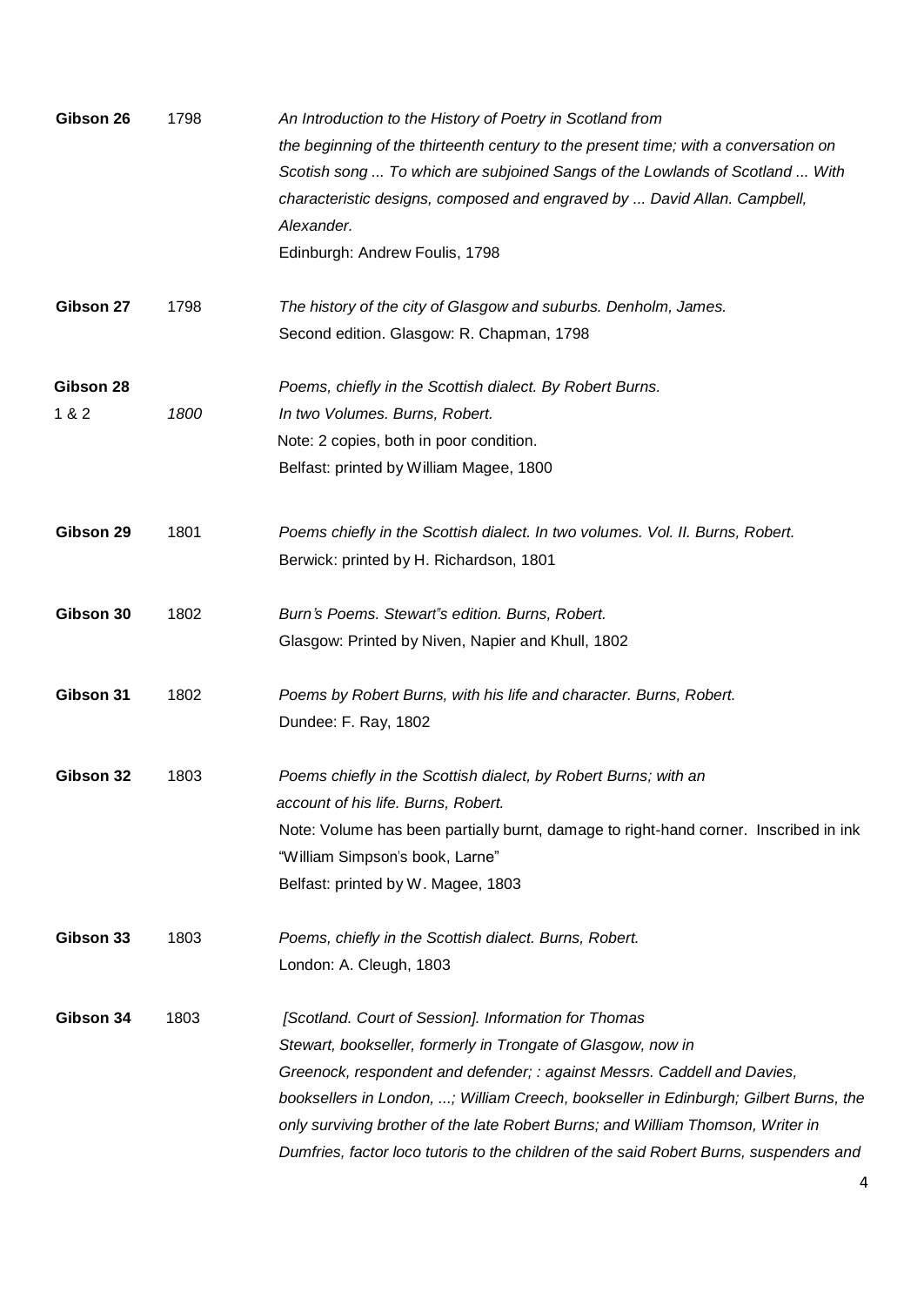**Gibson 26** 1798

*An Introduction to the History of Poetry in Scotland from the beginning of the thirteenth century to the present time; with a conversation on Scotish song ... To which are subjoined Sangs of the Lowlands of Scotland ... With characteristic designs, composed and engraved by ... David Allan. Campbell, Alexander.*
Edinburgh: Andrew Foulis, 1798

**Gibson 27** 1798

*The history of the city of Glasgow and suburbs. Denholm, James.*
Second edition. Glasgow: R. Chapman, 1798

**Gibson 28 1 & 2** *1800*

*Poems, chiefly in the Scottish dialect. By Robert Burns. In two Volumes. Burns, Robert.*
Note: 2 copies, both in poor condition.
Belfast: printed by William Magee, 1800

**Gibson 29** 1801

*Poems chiefly in the Scottish dialect. In two volumes. Vol. II. Burns, Robert.*
Berwick: printed by H. Richardson, 1801

**Gibson 30** 1802

*Burn's Poems. Stewart"s edition. Burns, Robert.*
Glasgow: Printed by Niven, Napier and Khull, 1802

**Gibson 31** 1802

*Poems by Robert Burns, with his life and character. Burns, Robert.*
Dundee: F. Ray, 1802

**Gibson 32** 1803

*Poems chiefly in the Scottish dialect, by Robert Burns; with an account of his life. Burns, Robert.*
Note: Volume has been partially burnt, damage to right-hand corner. Inscribed in ink "William Simpson's book, Larne"
Belfast: printed by W. Magee, 1803

**Gibson 33** 1803

*Poems, chiefly in the Scottish dialect. Burns, Robert.*
London: A. Cleugh, 1803

**Gibson 34** 1803

*[Scotland. Court of Session]. Information for Thomas Stewart, bookseller, formerly in Trongate of Glasgow, now in Greenock, respondent and defender; : against Messrs. Caddell and Davies, booksellers in London, ...; William Creech, bookseller in Edinburgh; Gilbert Burns, the only surviving brother of the late Robert Burns; and William Thomson, Writer in Dumfries, factor loco tutoris to the children of the said Robert Burns, suspenders and*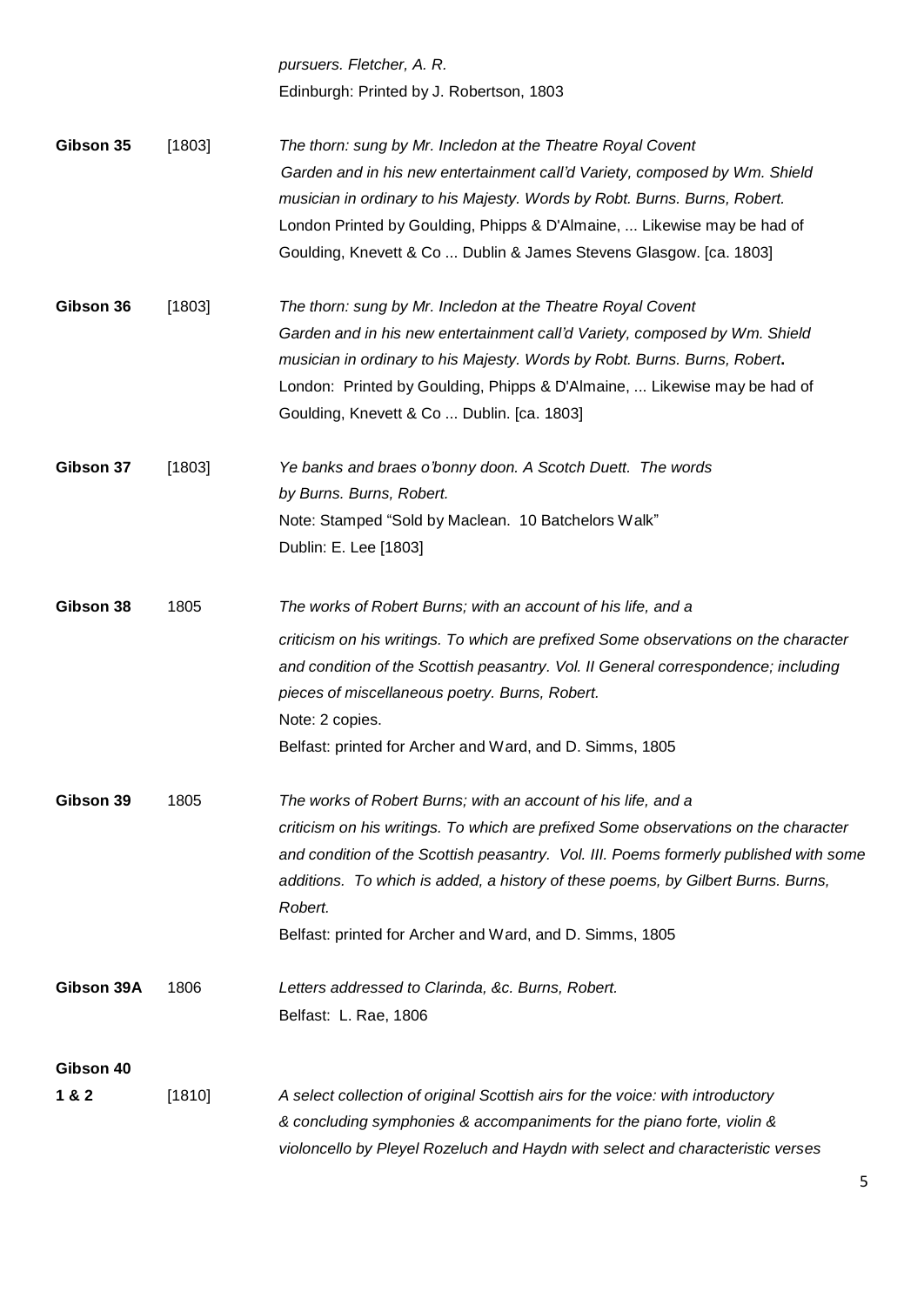| | | |
|---|---|---|
| | | *pursuers. Fletcher, A. R.*<br>Edinburgh: Printed by J. Robertson, 1803 |
| **Gibson 35** | [1803] | *The thorn: sung by Mr. Incledon at the Theatre Royal Covent Garden and in his new entertainment call'd Variety, composed by Wm. Shield musician in ordinary to his Majesty. Words by Robt. Burns. Burns, Robert.*<br>London Printed by Goulding, Phipps & D'Almaine, ... Likewise may be had of Goulding, Knevett & Co ... Dublin & James Stevens Glasgow. [ca. 1803] |
| **Gibson 36** | [1803] | *The thorn: sung by Mr. Incledon at the Theatre Royal Covent Garden and in his new entertainment call'd Variety, composed by Wm. Shield musician in ordinary to his Majesty. Words by Robt. Burns. Burns, Robert.*<br>London: Printed by Goulding, Phipps & D'Almaine, ... Likewise may be had of Goulding, Knevett & Co ... Dublin. [ca. 1803] |
| **Gibson 37** | [1803] | *Ye banks and braes o'bonny doon. A Scotch Duett. The words by Burns. Burns, Robert.*<br>Note: Stamped "Sold by Maclean. 10 Batchelors Walk"<br>Dublin: E. Lee [1803] |
| **Gibson 38** | 1805 | *The works of Robert Burns; with an account of his life, and a criticism on his writings. To which are prefixed Some observations on the character and condition of the Scottish peasantry. Vol. II General correspondence; including pieces of miscellaneous poetry. Burns, Robert.*<br>Note: 2 copies.<br>Belfast: printed for Archer and Ward, and D. Simms, 1805 |
| **Gibson 39** | 1805 | *The works of Robert Burns; with an account of his life, and a criticism on his writings. To which are prefixed Some observations on the character and condition of the Scottish peasantry. Vol. III. Poems formerly published with some additions. To which is added, a history of these poems, by Gilbert Burns. Burns, Robert.*<br>Belfast: printed for Archer and Ward, and D. Simms, 1805 |
| **Gibson 39A** | 1806 | *Letters addressed to Clarinda, &c. Burns, Robert.*<br>Belfast: L. Rae, 1806 |
| **Gibson 40 1 & 2** | [1810] | *A select collection of original Scottish airs for the voice: with introductory & concluding symphonies & accompaniments for the piano forte, violin & violoncello by Pleyel Rozeluch and Haydn with select and characteristic verses* |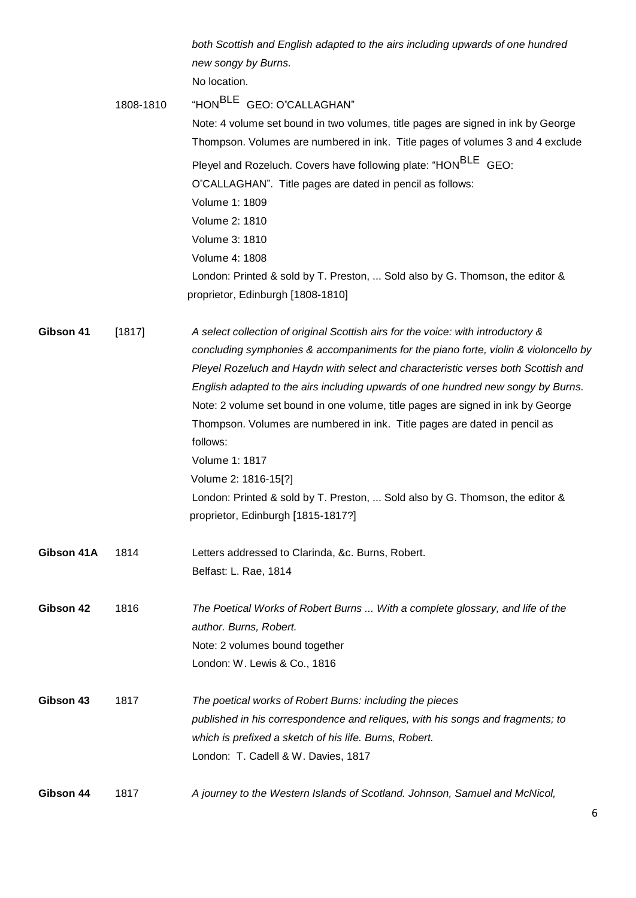| | | |
|---|---|---|
| | | *both Scottish and English adapted to the airs including upwards of one hundred new songy by Burns.* <br> No location. |
| | 1808-1810 | "HON$^{BLE}$ GEO: O'CALLAGHAN" <br> Note: 4 volume set bound in two volumes, title pages are signed in ink by George Thompson. Volumes are numbered in ink. Title pages of volumes 3 and 4 exclude Pleyel and Rozeluch. Covers have following plate: "HON$^{BLE}$ GEO: O'CALLAGHAN". Title pages are dated in pencil as follows: <br> Volume 1: 1809 <br> Volume 2: 1810 <br> Volume 3: 1810 <br> Volume 4: 1808 <br> London: Printed & sold by T. Preston, ... Sold also by G. Thomson, the editor & proprietor, Edinburgh [1808-1810] |
| **Gibson 41** | [1817] | *A select collection of original Scottish airs for the voice: with introductory & concluding symphonies & accompaniments for the piano forte, violin & violoncello by Pleyel Rozeluch and Haydn with select and characteristic verses both Scottish and English adapted to the airs including upwards of one hundred new songy by Burns.* <br> Note: 2 volume set bound in one volume, title pages are signed in ink by George Thompson. Volumes are numbered in ink. Title pages are dated in pencil as follows: <br> Volume 1: 1817 <br> Volume 2: 1816-15[?] <br> London: Printed & sold by T. Preston, ... Sold also by G. Thomson, the editor & proprietor, Edinburgh [1815-1817?] |
| **Gibson 41A** | 1814 | Letters addressed to Clarinda, &c. Burns, Robert. <br> Belfast: L. Rae, 1814 |
| **Gibson 42** | 1816 | *The Poetical Works of Robert Burns ... With a complete glossary, and life of the author. Burns, Robert.* <br> Note: 2 volumes bound together <br> London: W. Lewis & Co., 1816 |
| **Gibson 43** | 1817 | *The poetical works of Robert Burns: including the pieces published in his correspondence and reliques, with his songs and fragments; to which is prefixed a sketch of his life. Burns, Robert.* <br> London: T. Cadell & W. Davies, 1817 |
| **Gibson 44** | 1817 | *A journey to the Western Islands of Scotland. Johnson, Samuel and McNicol,* |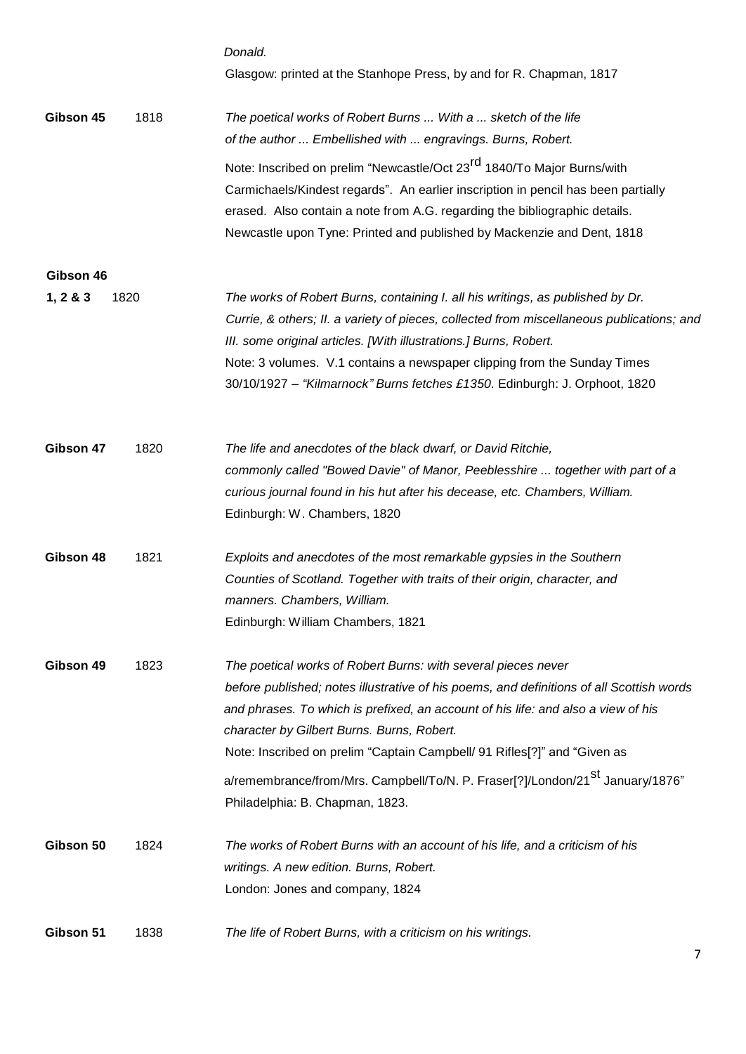*Donald.*
Glasgow: printed at the Stanhope Press, by and for R. Chapman, 1817

| | | |
|---|---|---|
| **Gibson 45** | 1818 | *The poetical works of Robert Burns ... With a ... sketch of the life of the author ... Embellished with ... engravings. Burns, Robert.* Note: Inscribed on prelim "Newcastle/Oct 23rd 1840/To Major Burns/with Carmichaels/Kindest regards". An earlier inscription in pencil has been partially erased. Also contain a note from A.G. regarding the bibliographic details. Newcastle upon Tyne: Printed and published by Mackenzie and Dent, 1818 |
| **Gibson 46 1, 2 & 3** | 1820 | *The works of Robert Burns, containing I. all his writings, as published by Dr. Currie, & others; II. a variety of pieces, collected from miscellaneous publications; and III. some original articles. [With illustrations.] Burns, Robert.* Note: 3 volumes. V.1 contains a newspaper clipping from the Sunday Times 30/10/1927 – *"Kilmarnock" Burns fetches £1350*. Edinburgh: J. Orphoot, 1820 |
| **Gibson 47** | 1820 | *The life and anecdotes of the black dwarf, or David Ritchie, commonly called "Bowed Davie" of Manor, Peeblesshire ... together with part of a curious journal found in his hut after his decease, etc. Chambers, William.* Edinburgh: W. Chambers, 1820 |
| **Gibson 48** | 1821 | *Exploits and anecdotes of the most remarkable gypsies in the Southern Counties of Scotland. Together with traits of their origin, character, and manners. Chambers, William.* Edinburgh: William Chambers, 1821 |
| **Gibson 49** | 1823 | *The poetical works of Robert Burns: with several pieces never before published; notes illustrative of his poems, and definitions of all Scottish words and phrases. To which is prefixed, an account of his life: and also a view of his character by Gilbert Burns. Burns, Robert.* Note: Inscribed on prelim "Captain Campbell/ 91 Rifles[?]" and "Given as a/remembrance/from/Mrs. Campbell/To/N. P. Fraser[?]/London/21st January/1876" Philadelphia: B. Chapman, 1823. |
| **Gibson 50** | 1824 | *The works of Robert Burns with an account of his life, and a criticism of his writings. A new edition. Burns, Robert.* London: Jones and company, 1824 |
| **Gibson 51** | 1838 | *The life of Robert Burns, with a criticism on his writings.* |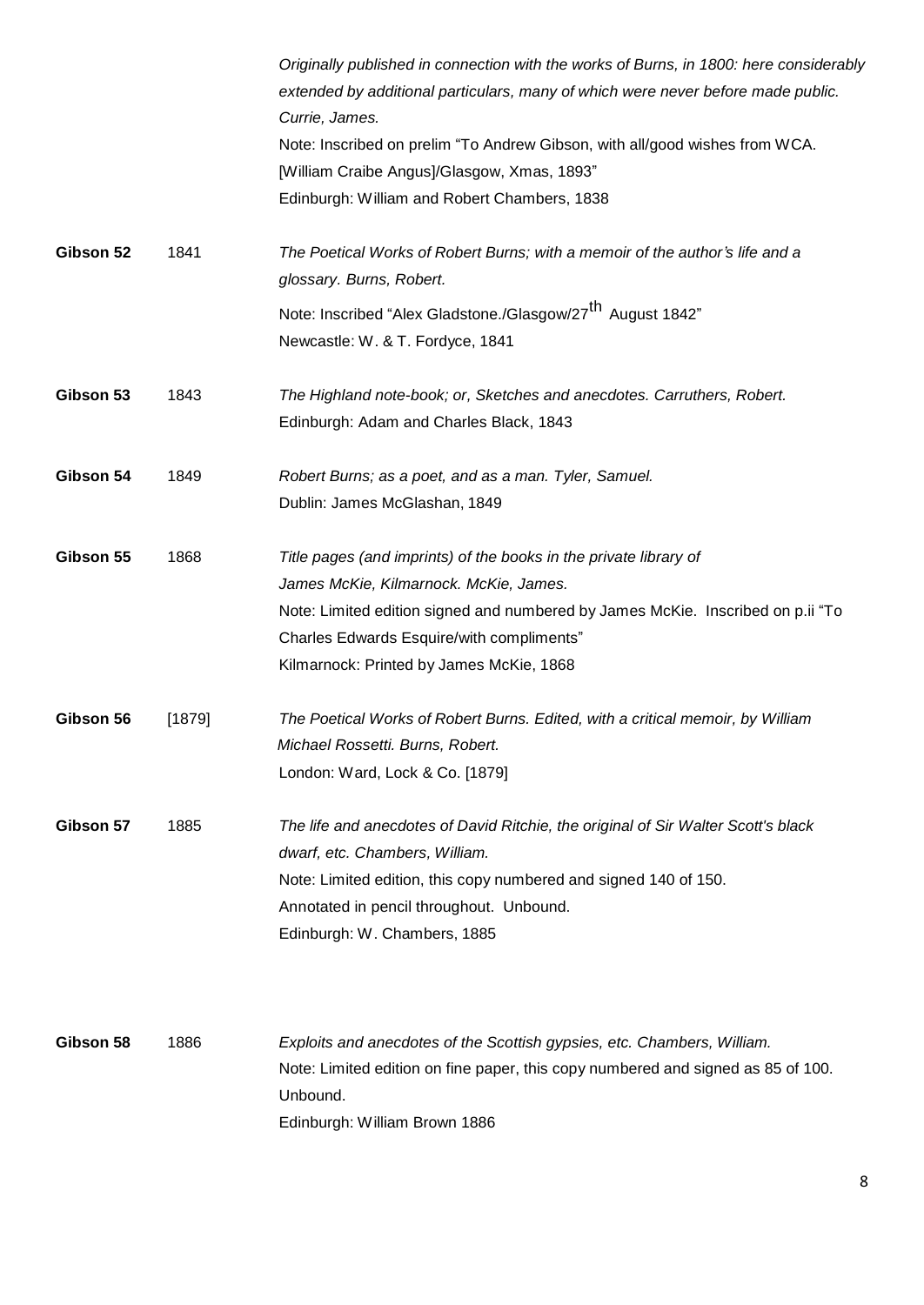| | | |
|---|---|---|
| | | *Originally published in connection with the works of Burns, in 1800: here considerably extended by additional particulars, many of which were never before made public. Currie, James.*<br>Note: Inscribed on prelim "To Andrew Gibson, with all/good wishes from WCA. [William Craibe Angus]/Glasgow, Xmas, 1893"<br>Edinburgh: William and Robert Chambers, 1838 |
| **Gibson 52** | 1841 | *The Poetical Works of Robert Burns; with a memoir of the author's life and a glossary. Burns, Robert.*<br>Note: Inscribed "Alex Gladstone./Glasgow/27th August 1842"<br>Newcastle: W. & T. Fordyce, 1841 |
| **Gibson 53** | 1843 | *The Highland note-book; or, Sketches and anecdotes. Carruthers, Robert.*<br>Edinburgh: Adam and Charles Black, 1843 |
| **Gibson 54** | 1849 | *Robert Burns; as a poet, and as a man. Tyler, Samuel.*<br>Dublin: James McGlashan, 1849 |
| **Gibson 55** | 1868 | *Title pages (and imprints) of the books in the private library of James McKie, Kilmarnock. McKie, James.*<br>Note: Limited edition signed and numbered by James McKie. Inscribed on p.ii "To Charles Edwards Esquire/with compliments"<br>Kilmarnock: Printed by James McKie, 1868 |
| **Gibson 56** | [1879] | *The Poetical Works of Robert Burns. Edited, with a critical memoir, by William Michael Rossetti. Burns, Robert.*<br>London: Ward, Lock & Co. [1879] |
| **Gibson 57** | 1885 | *The life and anecdotes of David Ritchie, the original of Sir Walter Scott's black dwarf, etc. Chambers, William.*<br>Note: Limited edition, this copy numbered and signed 140 of 150.<br>Annotated in pencil throughout. Unbound.<br>Edinburgh: W. Chambers, 1885 |
| **Gibson 58** | 1886 | *Exploits and anecdotes of the Scottish gypsies, etc. Chambers, William.*<br>Note: Limited edition on fine paper, this copy numbered and signed as 85 of 100. Unbound.<br>Edinburgh: William Brown 1886 |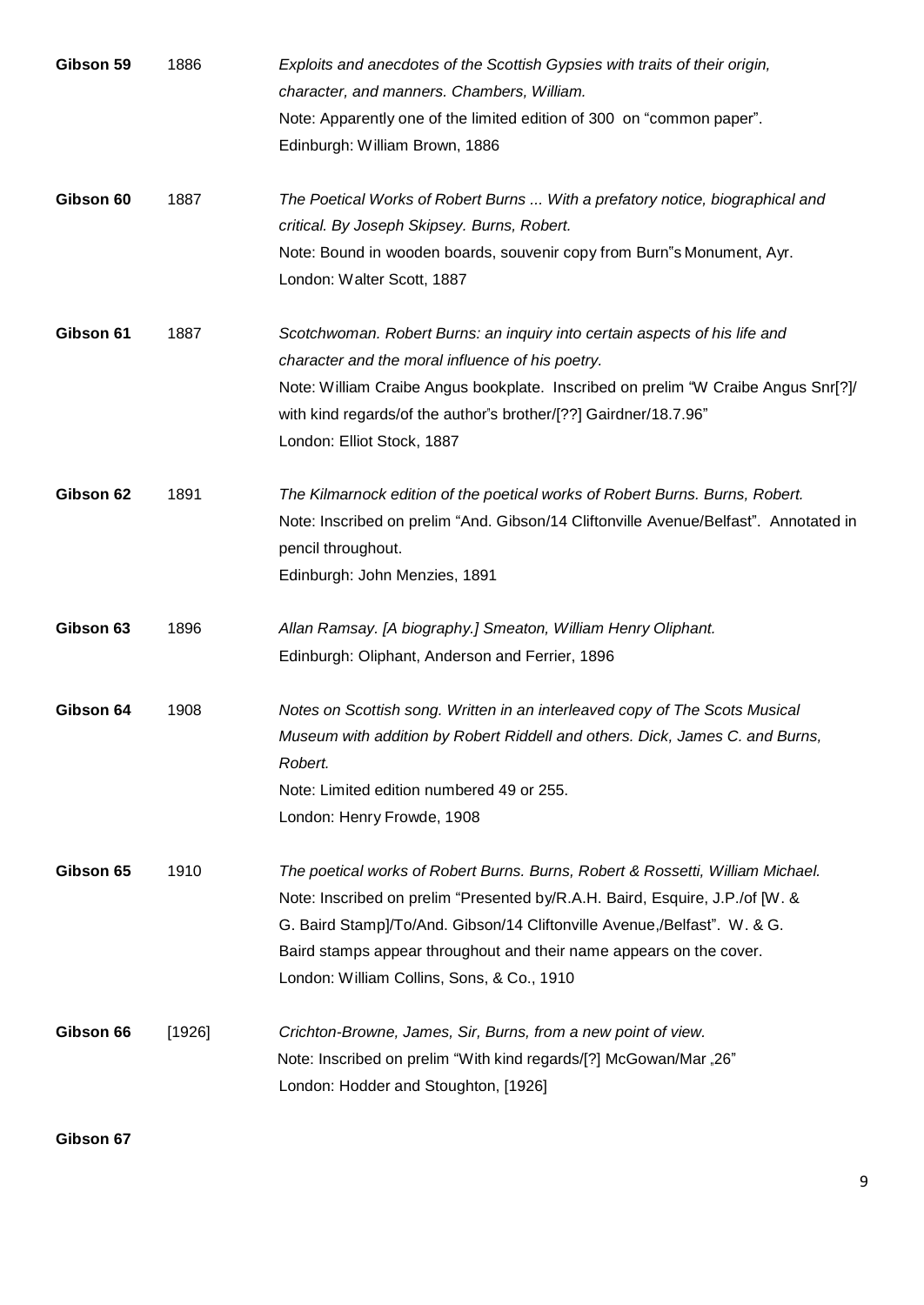**Gibson 59** 1886 *Exploits and anecdotes of the Scottish Gypsies with traits of their origin, character, and manners. Chambers, William.*
Note: Apparently one of the limited edition of 300 on "common paper".
Edinburgh: William Brown, 1886

**Gibson 60** 1887 *The Poetical Works of Robert Burns ... With a prefatory notice, biographical and critical. By Joseph Skipsey. Burns, Robert.*
Note: Bound in wooden boards, souvenir copy from Burn"s Monument, Ayr.
London: Walter Scott, 1887

**Gibson 61** 1887 *Scotchwoman. Robert Burns: an inquiry into certain aspects of his life and character and the moral influence of his poetry.*
Note: William Craibe Angus bookplate. Inscribed on prelim "W Craibe Angus Snr[?]/ with kind regards/of the author"s brother/[??] Gairdner/18.7.96"
London: Elliot Stock, 1887

**Gibson 62** 1891 *The Kilmarnock edition of the poetical works of Robert Burns. Burns, Robert.*
Note: Inscribed on prelim "And. Gibson/14 Cliftonville Avenue/Belfast". Annotated in pencil throughout.
Edinburgh: John Menzies, 1891

**Gibson 63** 1896 *Allan Ramsay. [A biography.] Smeaton, William Henry Oliphant.*
Edinburgh: Oliphant, Anderson and Ferrier, 1896

**Gibson 64** 1908 *Notes on Scottish song. Written in an interleaved copy of The Scots Musical Museum with addition by Robert Riddell and others. Dick, James C. and Burns, Robert.*
Note: Limited edition numbered 49 or 255.
London: Henry Frowde, 1908

**Gibson 65** 1910 *The poetical works of Robert Burns. Burns, Robert & Rossetti, William Michael.*
Note: Inscribed on prelim "Presented by/R.A.H. Baird, Esquire, J.P./of [W. & G. Baird Stamp]/To/And. Gibson/14 Cliftonville Avenue,/Belfast". W. & G. Baird stamps appear throughout and their name appears on the cover.
London: William Collins, Sons, & Co., 1910

**Gibson 66** [1926] *Crichton-Browne, James, Sir, Burns, from a new point of view.*
Note: Inscribed on prelim "With kind regards/[?] McGowan/Mar „26"
London: Hodder and Stoughton, [1926]

**Gibson 67**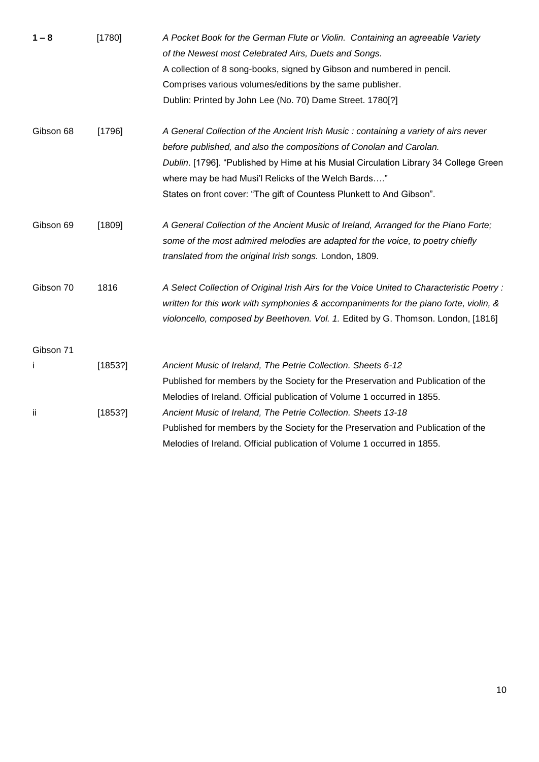| | | |
|---|---|---|
| **1 – 8** | [1780] | *A Pocket Book for the German Flute or Violin. Containing an agreeable Variety of the Newest most Celebrated Airs, Duets and Songs.* A collection of 8 song-books, signed by Gibson and numbered in pencil. Comprises various volumes/editions by the same publisher. Dublin: Printed by John Lee (No. 70) Dame Street. 1780[?] |
| Gibson 68 | [1796] | *A General Collection of the Ancient Irish Music : containing a variety of airs never before published, and also the compositions of Conolan and Carolan.* *Dublin*. [1796]. "Published by Hime at his Musial Circulation Library 34 College Green where may be had Musi'l Relicks of the Welch Bards…." States on front cover: "The gift of Countess Plunkett to And Gibson". |
| Gibson 69 | [1809] | *A General Collection of the Ancient Music of Ireland, Arranged for the Piano Forte; some of the most admired melodies are adapted for the voice, to poetry chiefly translated from the original Irish songs.* London, 1809. |
| Gibson 70 | 1816 | *A Select Collection of Original Irish Airs for the Voice United to Characteristic Poetry : written for this work with symphonies & accompaniments for the piano forte, violin, & violoncello, composed by Beethoven. Vol. 1.* Edited by G. Thomson. London, [1816] |
| Gibson 71 | | |
| i | [1853?] | *Ancient Music of Ireland, The Petrie Collection. Sheets 6-12* Published for members by the Society for the Preservation and Publication of the Melodies of Ireland. Official publication of Volume 1 occurred in 1855. |
| ii | [1853?] | *Ancient Music of Ireland, The Petrie Collection. Sheets 13-18* Published for members by the Society for the Preservation and Publication of the Melodies of Ireland. Official publication of Volume 1 occurred in 1855. |